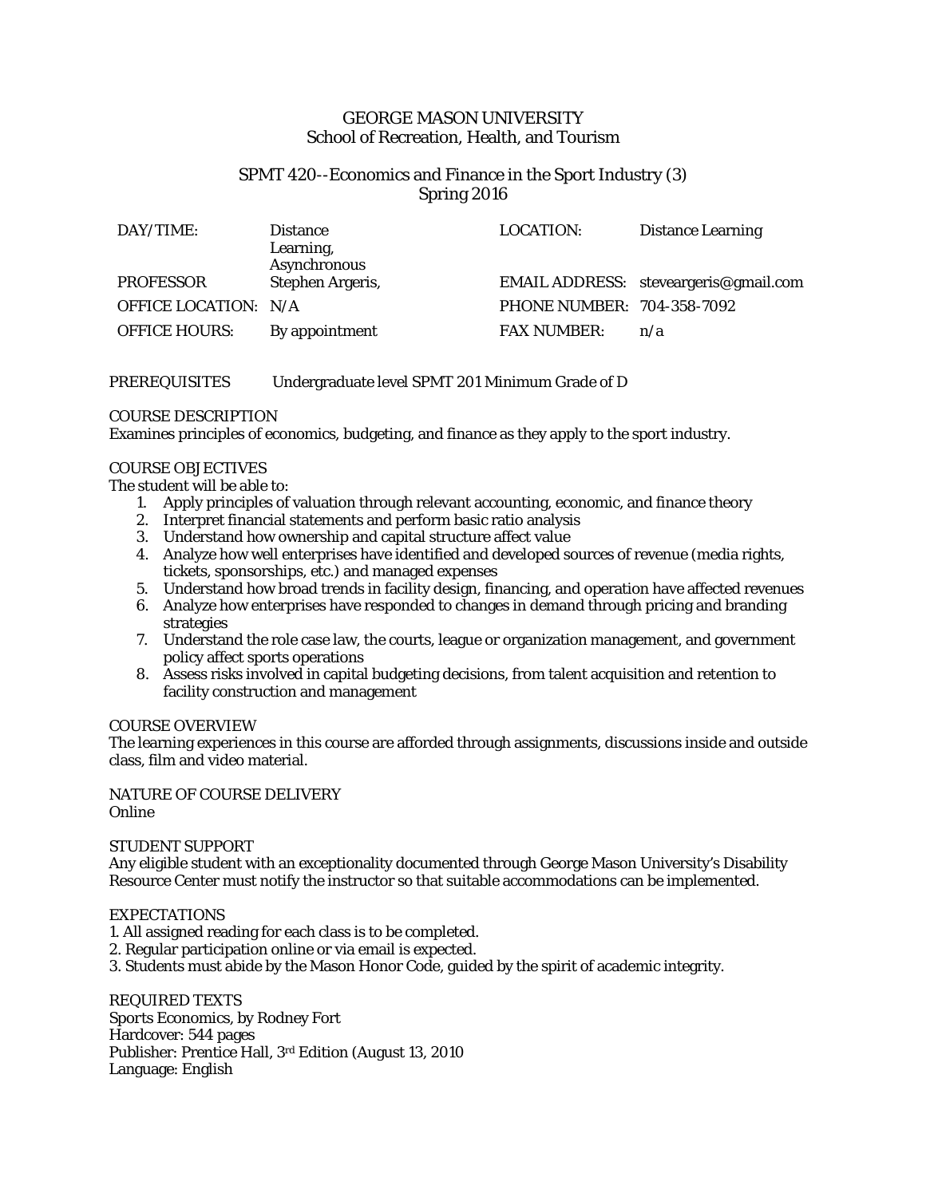# GEORGE MASON UNIVERSITY
## School of Recreation, Health, and Tourism

## SPMT 420--Economics and Finance in the Sport Industry (3)
## Spring 2016

| | | | |
|---|---|---|---|
| DAY/TIME: | Distance Learning, Asynchronous | LOCATION: | Distance Learning |
| PROFESSOR | Stephen Argeris, | EMAIL ADDRESS: | steveargeris@gmail.com |
| OFFICE LOCATION: | N/A | PHONE NUMBER: | 704-358-7092 |
| OFFICE HOURS: | By appointment | FAX NUMBER: | n/a |

PREREQUISITES Undergraduate level SPMT 201 Minimum Grade of D

COURSE DESCRIPTION
Examines principles of economics, budgeting, and finance as they apply to the sport industry.

COURSE OBJECTIVES
The student will be able to:

1. Apply principles of valuation through relevant accounting, economic, and finance theory
2. Interpret financial statements and perform basic ratio analysis
3. Understand how ownership and capital structure affect value
4. Analyze how well enterprises have identified and developed sources of revenue (media rights, tickets, sponsorships, etc.) and managed expenses
5. Understand how broad trends in facility design, financing, and operation have affected revenues
6. Analyze how enterprises have responded to changes in demand through pricing and branding strategies
7. Understand the role case law, the courts, league or organization management, and government policy affect sports operations
8. Assess risks involved in capital budgeting decisions, from talent acquisition and retention to facility construction and management

COURSE OVERVIEW
The learning experiences in this course are afforded through assignments, discussions inside and outside class, film and video material.

NATURE OF COURSE DELIVERY
Online

STUDENT SUPPORT
Any eligible student with an exceptionality documented through George Mason University's Disability Resource Center must notify the instructor so that suitable accommodations can be implemented.

EXPECTATIONS
1. All assigned reading for each class is to be completed.
2. Regular participation online or via email is expected.
3. Students must abide by the Mason Honor Code, guided by the spirit of academic integrity.

REQUIRED TEXTS
Sports Economics, by Rodney Fort
Hardcover: 544 pages
Publisher: Prentice Hall, 3rd Edition (August 13, 2010
Language: English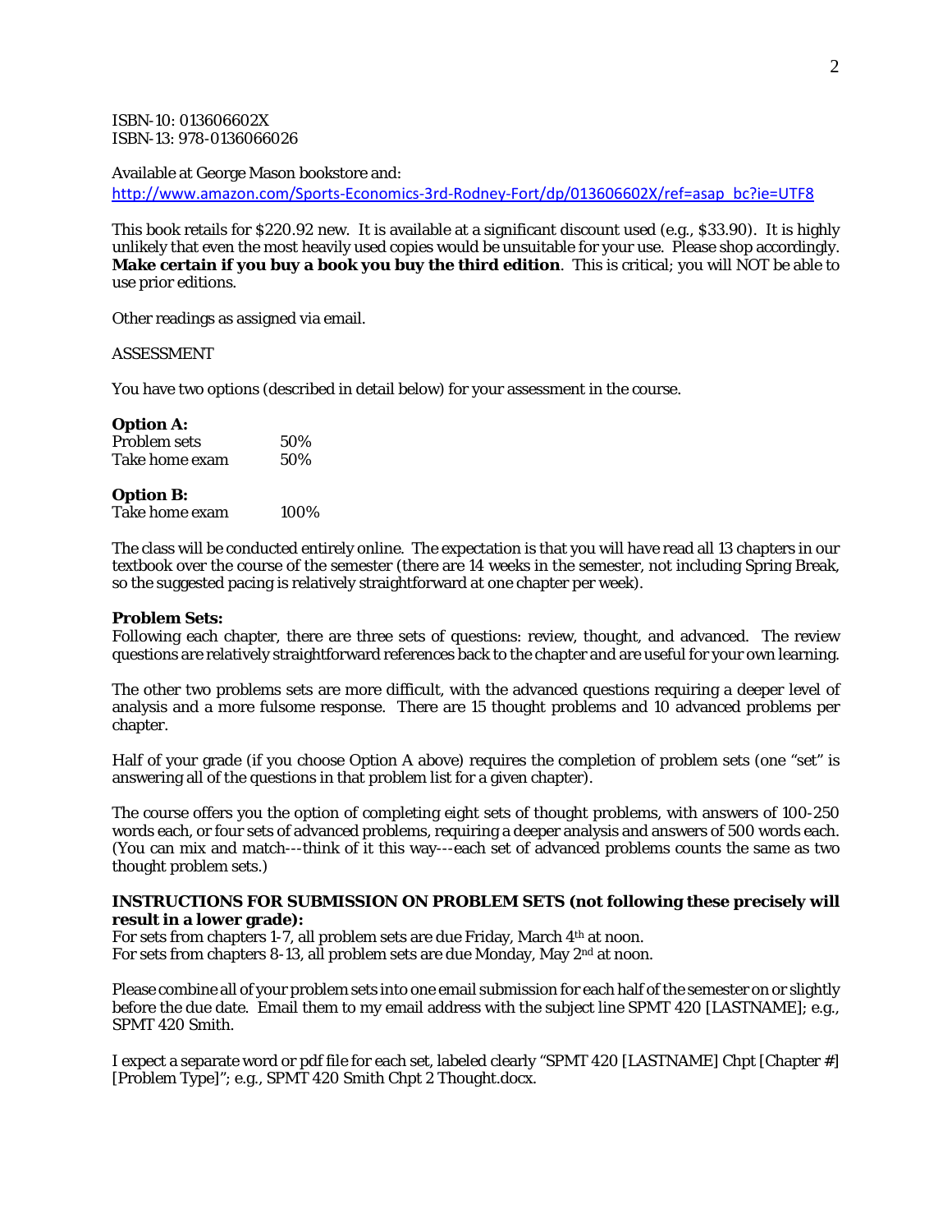ISBN-10: 013606602X
ISBN-13: 978-0136066026

Available at George Mason bookstore and:
http://www.amazon.com/Sports-Economics-3rd-Rodney-Fort/dp/013606602X/ref=asap_bc?ie=UTF8

This book retails for $220.92 new. It is available at a significant discount used (e.g., $33.90). It is highly unlikely that even the most heavily used copies would be unsuitable for your use. Please shop accordingly. **Make certain if you buy a book you buy the third edition**. This is critical; you will NOT be able to use prior editions.

Other readings as assigned via email.

ASSESSMENT

You have two options (described in detail below) for your assessment in the course.

**Option A:**

| | |
|---|---|
| Problem sets | 50% |
| Take home exam | 50% |

**Option B:**

| | |
|---|---|
| Take home exam | 100% |

The class will be conducted entirely online. The expectation is that you will have read all 13 chapters in our textbook over the course of the semester (there are 14 weeks in the semester, not including Spring Break, so the suggested pacing is relatively straightforward at one chapter per week).

**Problem Sets:**
Following each chapter, there are three sets of questions: review, thought, and advanced. The review questions are relatively straightforward references back to the chapter and are useful for your own learning.

The other two problems sets are more difficult, with the advanced questions requiring a deeper level of analysis and a more fulsome response. There are 15 thought problems and 10 advanced problems per chapter.

Half of your grade (if you choose Option A above) requires the completion of problem sets (one "set" is answering all of the questions in that problem list for a given chapter).

The course offers you the option of completing eight sets of thought problems, with answers of 100-250 words each, or four sets of advanced problems, requiring a deeper analysis and answers of 500 words each. (You can mix and match---think of it this way---each set of advanced problems counts the same as two thought problem sets.)

**INSTRUCTIONS FOR SUBMISSION ON PROBLEM SETS (not following these precisely will result in a lower grade):**
For sets from chapters 1-7, all problem sets are due Friday, March 4th at noon.
For sets from chapters 8-13, all problem sets are due Monday, May 2nd at noon.

Please combine all of your problem sets into one email submission for each half of the semester on or slightly before the due date. Email them to my email address with the subject line SPMT 420 [LASTNAME]; e.g., SPMT 420 Smith.

I expect a separate word or pdf file for each set, labeled clearly "SPMT 420 [LASTNAME] Chpt [Chapter #] [Problem Type]"; e.g., SPMT 420 Smith Chpt 2 Thought.docx.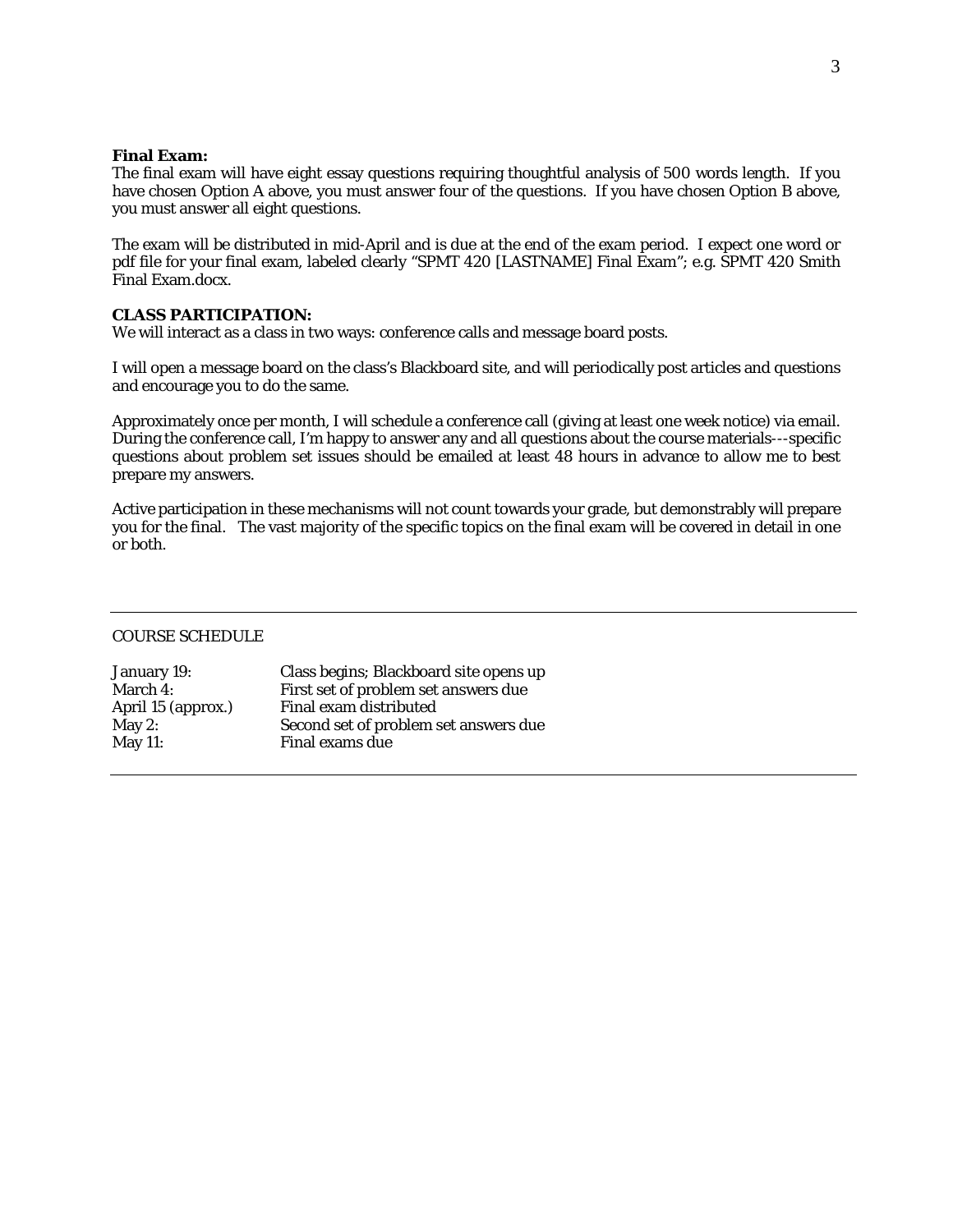**Final Exam:**
The final exam will have eight essay questions requiring thoughtful analysis of 500 words length. If you have chosen Option A above, you must answer four of the questions. If you have chosen Option B above, you must answer all eight questions.

The exam will be distributed in mid-April and is due at the end of the exam period. I expect one word or pdf file for your final exam, labeled clearly "SPMT 420 [LASTNAME] Final Exam"; e.g. SPMT 420 Smith Final Exam.docx.

**CLASS PARTICIPATION:**
We will interact as a class in two ways: conference calls and message board posts.

I will open a message board on the class's Blackboard site, and will periodically post articles and questions and encourage you to do the same.

Approximately once per month, I will schedule a conference call (giving at least one week notice) via email. During the conference call, I'm happy to answer any and all questions about the course materials---specific questions about problem set issues should be emailed at least 48 hours in advance to allow me to best prepare my answers.

Active participation in these mechanisms will not count towards your grade, but demonstrably will prepare you for the final. The vast majority of the specific topics on the final exam will be covered in detail in one or both.

---

COURSE SCHEDULE

| | |
|---|---|
| January 19: | Class begins; Blackboard site opens up |
| March 4: | First set of problem set answers due |
| April 15 (approx.) | Final exam distributed |
| May 2: | Second set of problem set answers due |
| May 11: | Final exams due |

---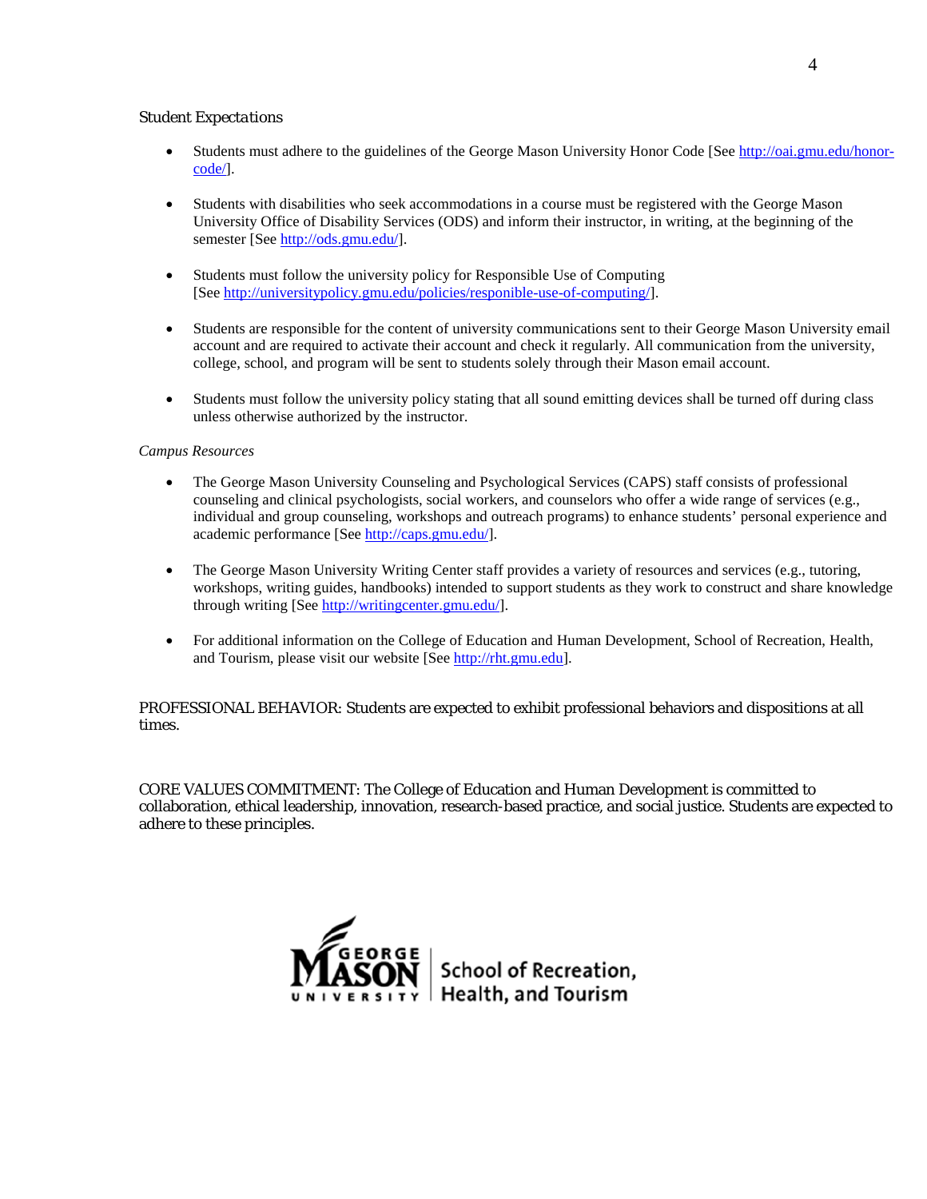*Student Expectations*

- Students must adhere to the guidelines of the George Mason University Honor Code [See http://oai.gmu.edu/honor-code/].

- Students with disabilities who seek accommodations in a course must be registered with the George Mason University Office of Disability Services (ODS) and inform their instructor, in writing, at the beginning of the semester [See http://ods.gmu.edu/].

- Students must follow the university policy for Responsible Use of Computing [See http://universitypolicy.gmu.edu/policies/responible-use-of-computing/].

- Students are responsible for the content of university communications sent to their George Mason University email account and are required to activate their account and check it regularly. All communication from the university, college, school, and program will be sent to students solely through their Mason email account.

- Students must follow the university policy stating that all sound emitting devices shall be turned off during class unless otherwise authorized by the instructor.

*Campus Resources*

- The George Mason University Counseling and Psychological Services (CAPS) staff consists of professional counseling and clinical psychologists, social workers, and counselors who offer a wide range of services (e.g., individual and group counseling, workshops and outreach programs) to enhance students' personal experience and academic performance [See http://caps.gmu.edu/].

- The George Mason University Writing Center staff provides a variety of resources and services (e.g., tutoring, workshops, writing guides, handbooks) intended to support students as they work to construct and share knowledge through writing [See http://writingcenter.gmu.edu/].

- For additional information on the College of Education and Human Development, School of Recreation, Health, and Tourism, please visit our website [See http://rht.gmu.edu].

PROFESSIONAL BEHAVIOR: Students are expected to exhibit professional behaviors and dispositions at all times.

CORE VALUES COMMITMENT: The College of Education and Human Development is committed to collaboration, ethical leadership, innovation, research-based practice, and social justice. Students are expected to adhere to these principles.

GEORGE MASON UNIVERSITY | School of Recreation, Health, and Tourism